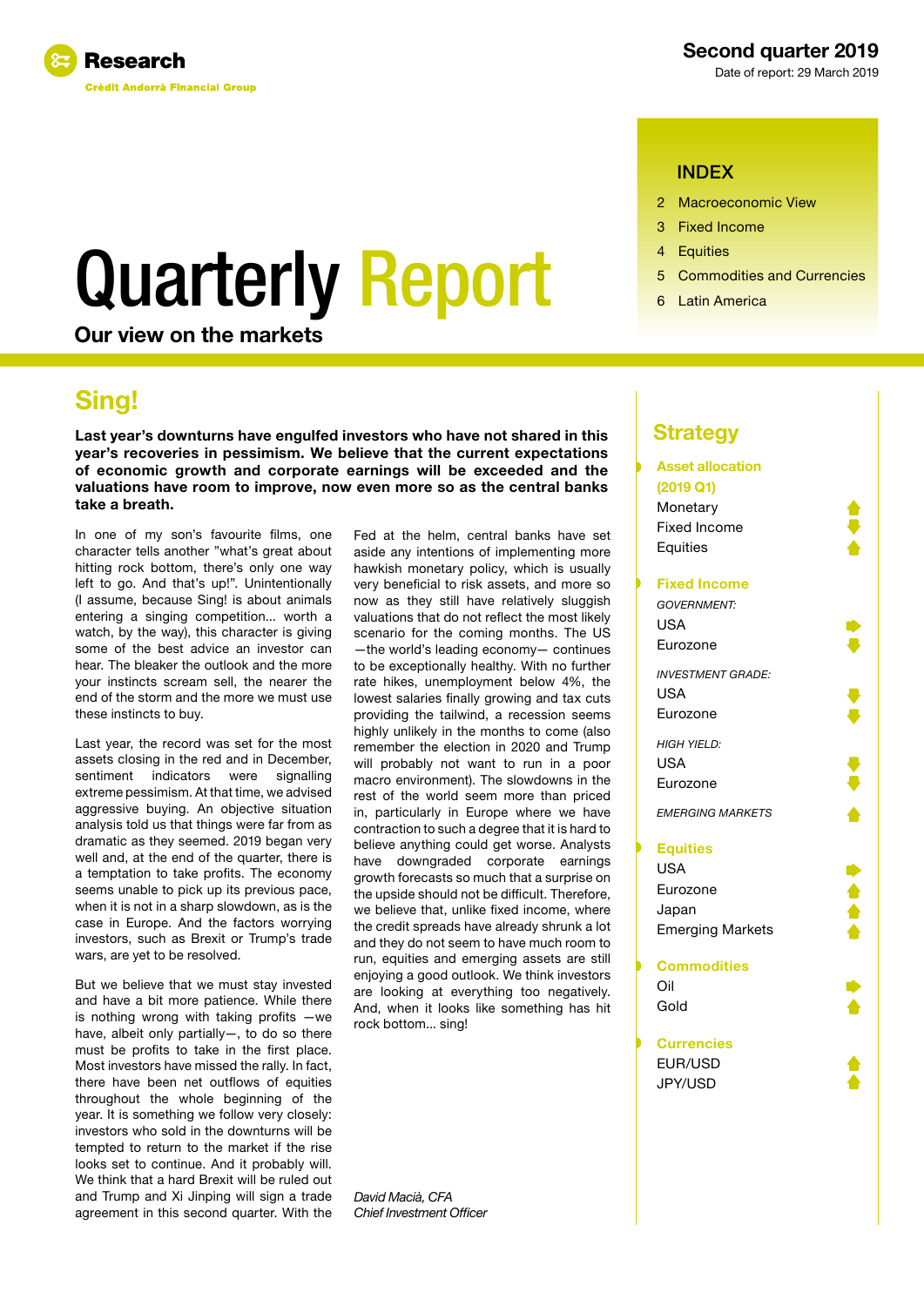Research
Crèdit Andorrà Financial Group

**Second quarter 2019**
Date of report: 29 March 2019

# Quarterly Report

**Our view on the markets**

## INDEX

2 Macroeconomic View
3 Fixed Income
4 Equities
5 Commodities and Currencies
6 Latin America

## Sing!

**Last year's downturns have engulfed investors who have not shared in this year's recoveries in pessimism. We believe that the current expectations of economic growth and corporate earnings will be exceeded and the valuations have room to improve, now even more so as the central banks take a breath.**

In one of my son's favourite films, one character tells another "what's great about hitting rock bottom, there's only one way left to go. And that's up!". Unintentionally (I assume, because Sing! is about animals entering a singing competition... worth a watch, by the way), this character is giving some of the best advice an investor can hear. The bleaker the outlook and the more your instincts scream sell, the nearer the end of the storm and the more we must use these instincts to buy.

Last year, the record was set for the most assets closing in the red and in December, sentiment indicators were signalling extreme pessimism. At that time, we advised aggressive buying. An objective situation analysis told us that things were far from as dramatic as they seemed. 2019 began very well and, at the end of the quarter, there is a temptation to take profits. The economy seems unable to pick up its previous pace, when it is not in a sharp slowdown, as is the case in Europe. And the factors worrying investors, such as Brexit or Trump's trade wars, are yet to be resolved.

But we believe that we must stay invested and have a bit more patience. While there is nothing wrong with taking profits —we have, albeit only partially—, to do so there must be profits to take in the first place. Most investors have missed the rally. In fact, there have been net outflows of equities throughout the whole beginning of the year. It is something we follow very closely: investors who sold in the downturns will be tempted to return to the market if the rise looks set to continue. And it probably will. We think that a hard Brexit will be ruled out and Trump and Xi Jinping will sign a trade agreement in this second quarter. With the Fed at the helm, central banks have set aside any intentions of implementing more hawkish monetary policy, which is usually very beneficial to risk assets, and more so now as they still have relatively sluggish valuations that do not reflect the most likely scenario for the coming months. The US —the world's leading economy— continues to be exceptionally healthy. With no further rate hikes, unemployment below 4%, the lowest salaries finally growing and tax cuts providing the tailwind, a recession seems highly unlikely in the months to come (also remember the election in 2020 and Trump will probably not want to run in a poor macro environment). The slowdowns in the rest of the world seem more than priced in, particularly in Europe where we have contraction to such a degree that it is hard to believe anything could get worse. Analysts have downgraded corporate earnings growth forecasts so much that a surprise on the upside should not be difficult. Therefore, we believe that, unlike fixed income, where the credit spreads have already shrunk a lot and they do not seem to have much room to run, equities and emerging assets are still enjoying a good outlook. We think investors are looking at everything too negatively. And, when it looks like something has hit rock bottom... sing!

*David Macià, CFA*
*Chief Investment Officer*

## Strategy

**Asset allocation (2019 Q1)**

| | |
|---|---|
| Monetary | ↑ |
| Fixed Income | ↓ |
| Equities | ↑ |

**Fixed Income**

| | |
|---|---|
| *GOVERNMENT:* | |
| USA | → |
| Eurozone | ↓ |
| *INVESTMENT GRADE:* | |
| USA | ↓ |
| Eurozone | ↓ |
| *HIGH YIELD:* | |
| USA | ↓ |
| Eurozone | ↓ |
| *EMERGING MARKETS* | ↑ |

**Equities**

| | |
|---|---|
| USA | → |
| Eurozone | ↑ |
| Japan | ↑ |
| Emerging Markets | ↑ |

**Commodities**

| | |
|---|---|
| Oil | → |
| Gold | ↑ |

**Currencies**

| | |
|---|---|
| EUR/USD | ↑ |
| JPY/USD | ↑ |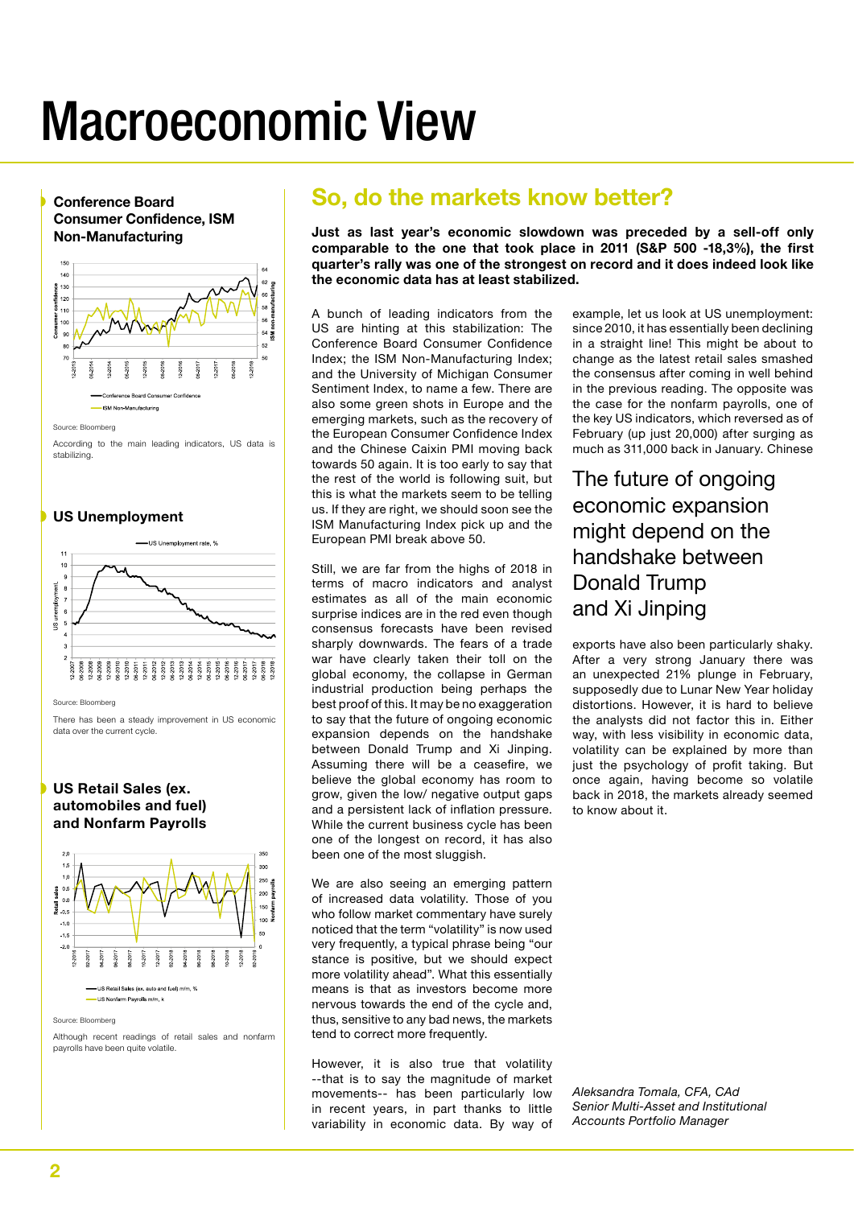# Macroeconomic View

### Conference Board Consumer Confidence, ISM Non-Manufacturing

Source: Bloomberg

According to the main leading indicators, US data is stabilizing.

### US Unemployment

Source: Bloomberg

There has been a steady improvement in US economic data over the current cycle.

### US Retail Sales (ex. automobiles and fuel) and Nonfarm Payrolls

Source: Bloomberg

Although recent readings of retail sales and nonfarm payrolls have been quite volatile.

## So, do the markets know better?

**Just as last year's economic slowdown was preceded by a sell-off only comparable to the one that took place in 2011 (S&P 500 -18,3%), the first quarter's rally was one of the strongest on record and it does indeed look like the economic data has at least stabilized.**

A bunch of leading indicators from the US are hinting at this stabilization: The Conference Board Consumer Confidence Index; the ISM Non-Manufacturing Index; and the University of Michigan Consumer Sentiment Index, to name a few. There are also some green shots in Europe and the emerging markets, such as the recovery of the European Consumer Confidence Index and the Chinese Caixin PMI moving back towards 50 again. It is too early to say that the rest of the world is following suit, but this is what the markets seem to be telling us. If they are right, we should soon see the ISM Manufacturing Index pick up and the European PMI break above 50.

Still, we are far from the highs of 2018 in terms of macro indicators and analyst estimates as all of the main economic surprise indices are in the red even though consensus forecasts have been revised sharply downwards. The fears of a trade war have clearly taken their toll on the global economy, the collapse in German industrial production being perhaps the best proof of this. It may be no exaggeration to say that the future of ongoing economic expansion depends on the handshake between Donald Trump and Xi Jinping. Assuming there will be a ceasefire, we believe the global economy has room to grow, given the low/ negative output gaps and a persistent lack of inflation pressure. While the current business cycle has been one of the longest on record, it has also been one of the most sluggish.

We are also seeing an emerging pattern of increased data volatility. Those of you who follow market commentary have surely noticed that the term "volatility" is now used very frequently, a typical phrase being "our stance is positive, but we should expect more volatility ahead". What this essentially means is that as investors become more nervous towards the end of the cycle and, thus, sensitive to any bad news, the markets tend to correct more frequently.

However, it is also true that volatility --that is to say the magnitude of market movements-- has been particularly low in recent years, in part thanks to little variability in economic data. By way of example, let us look at US unemployment: since 2010, it has essentially been declining in a straight line! This might be about to change as the latest retail sales smashed the consensus after coming in well behind in the previous reading. The opposite was the case for the nonfarm payrolls, one of the key US indicators, which reversed as of February (up just 20,000) after surging as much as 311,000 back in January. Chinese

> The future of ongoing economic expansion might depend on the handshake between Donald Trump and Xi Jinping

exports have also been particularly shaky. After a very strong January there was an unexpected 21% plunge in February, supposedly due to Lunar New Year holiday distortions. However, it is hard to believe the analysts did not factor this in. Either way, with less visibility in economic data, volatility can be explained by more than just the psychology of profit taking. But once again, having become so volatile back in 2018, the markets already seemed to know about it.

*Aleksandra Tomala, CFA, CAd*
*Senior Multi-Asset and Institutional Accounts Portfolio Manager*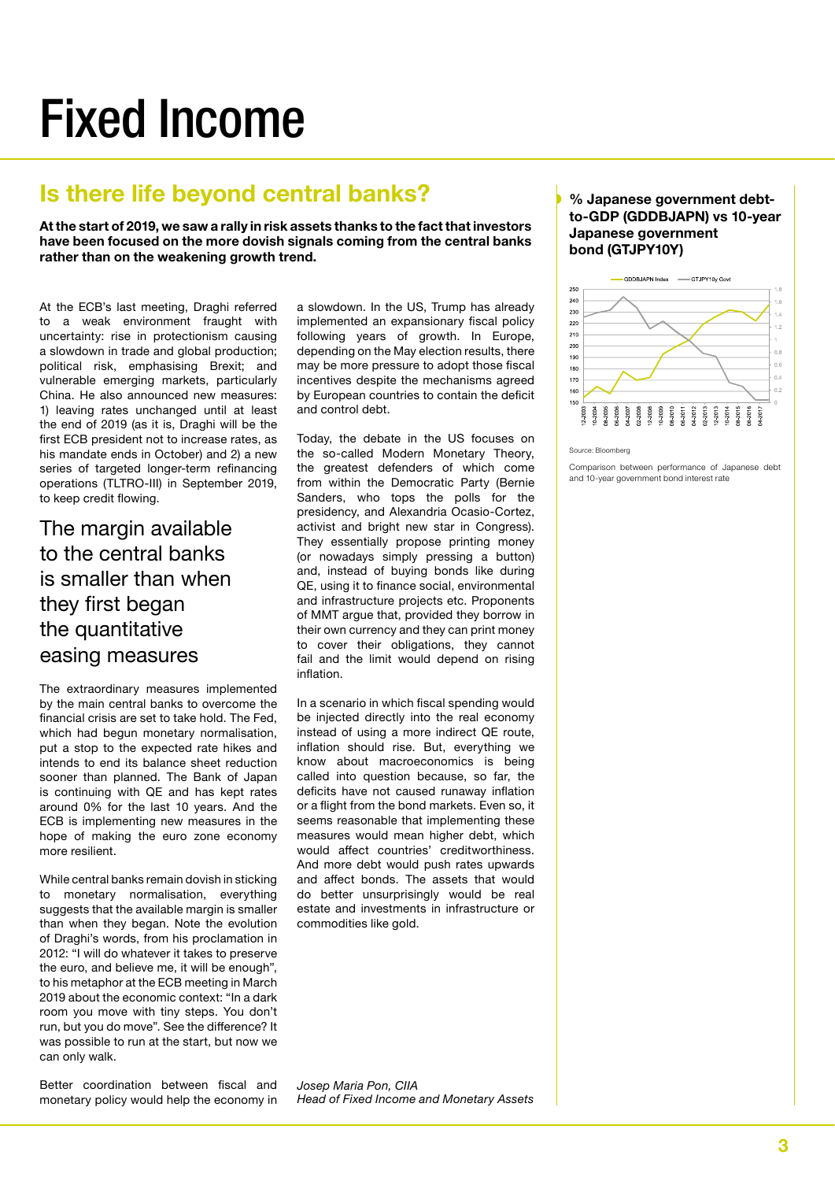# Fixed Income

## Is there life beyond central banks?

**At the start of 2019, we saw a rally in risk assets thanks to the fact that investors have been focused on the more dovish signals coming from the central banks rather than on the weakening growth trend.**

At the ECB's last meeting, Draghi referred to a weak environment fraught with uncertainty: rise in protectionism causing a slowdown in trade and global production; political risk, emphasising Brexit; and vulnerable emerging markets, particularly China. He also announced new measures: 1) leaving rates unchanged until at least the end of 2019 (as it is, Draghi will be the first ECB president not to increase rates, as his mandate ends in October) and 2) a new series of targeted longer-term refinancing operations (TLTRO-III) in September 2019, to keep credit flowing.

### The margin available to the central banks is smaller than when they first began the quantitative easing measures

The extraordinary measures implemented by the main central banks to overcome the financial crisis are set to take hold. The Fed, which had begun monetary normalisation, put a stop to the expected rate hikes and intends to end its balance sheet reduction sooner than planned. The Bank of Japan is continuing with QE and has kept rates around 0% for the last 10 years. And the ECB is implementing new measures in the hope of making the euro zone economy more resilient.

While central banks remain dovish in sticking to monetary normalisation, everything suggests that the available margin is smaller than when they began. Note the evolution of Draghi's words, from his proclamation in 2012: "I will do whatever it takes to preserve the euro, and believe me, it will be enough", to his metaphor at the ECB meeting in March 2019 about the economic context: "In a dark room you move with tiny steps. You don't run, but you do move". See the difference? It was possible to run at the start, but now we can only walk.

Better coordination between fiscal and monetary policy would help the economy in a slowdown. In the US, Trump has already implemented an expansionary fiscal policy following years of growth. In Europe, depending on the May election results, there may be more pressure to adopt those fiscal incentives despite the mechanisms agreed by European countries to contain the deficit and control debt.

Today, the debate in the US focuses on the so-called Modern Monetary Theory, the greatest defenders of which come from within the Democratic Party (Bernie Sanders, who tops the polls for the presidency, and Alexandria Ocasio-Cortez, activist and bright new star in Congress). They essentially propose printing money (or nowadays simply pressing a button) and, instead of buying bonds like during QE, using it to finance social, environmental and infrastructure projects etc. Proponents of MMT argue that, provided they borrow in their own currency and they can print money to cover their obligations, they cannot fail and the limit would depend on rising inflation.

In a scenario in which fiscal spending would be injected directly into the real economy instead of using a more indirect QE route, inflation should rise. But, everything we know about macroeconomics is being called into question because, so far, the deficits have not caused runaway inflation or a flight from the bond markets. Even so, it seems reasonable that implementing these measures would mean higher debt, which would affect countries' creditworthiness. And more debt would push rates upwards and affect bonds. The assets that would do better unsurprisingly would be real estate and investments in infrastructure or commodities like gold.

*Josep Maria Pon, CIIA*
*Head of Fixed Income and Monetary Assets*

**% Japanese government debt-to-GDP (GDDBJAPN) vs 10-year Japanese government bond (GTJPY10Y)**

Source: Bloomberg

Comparison between performance of Japanese debt and 10-year government bond interest rate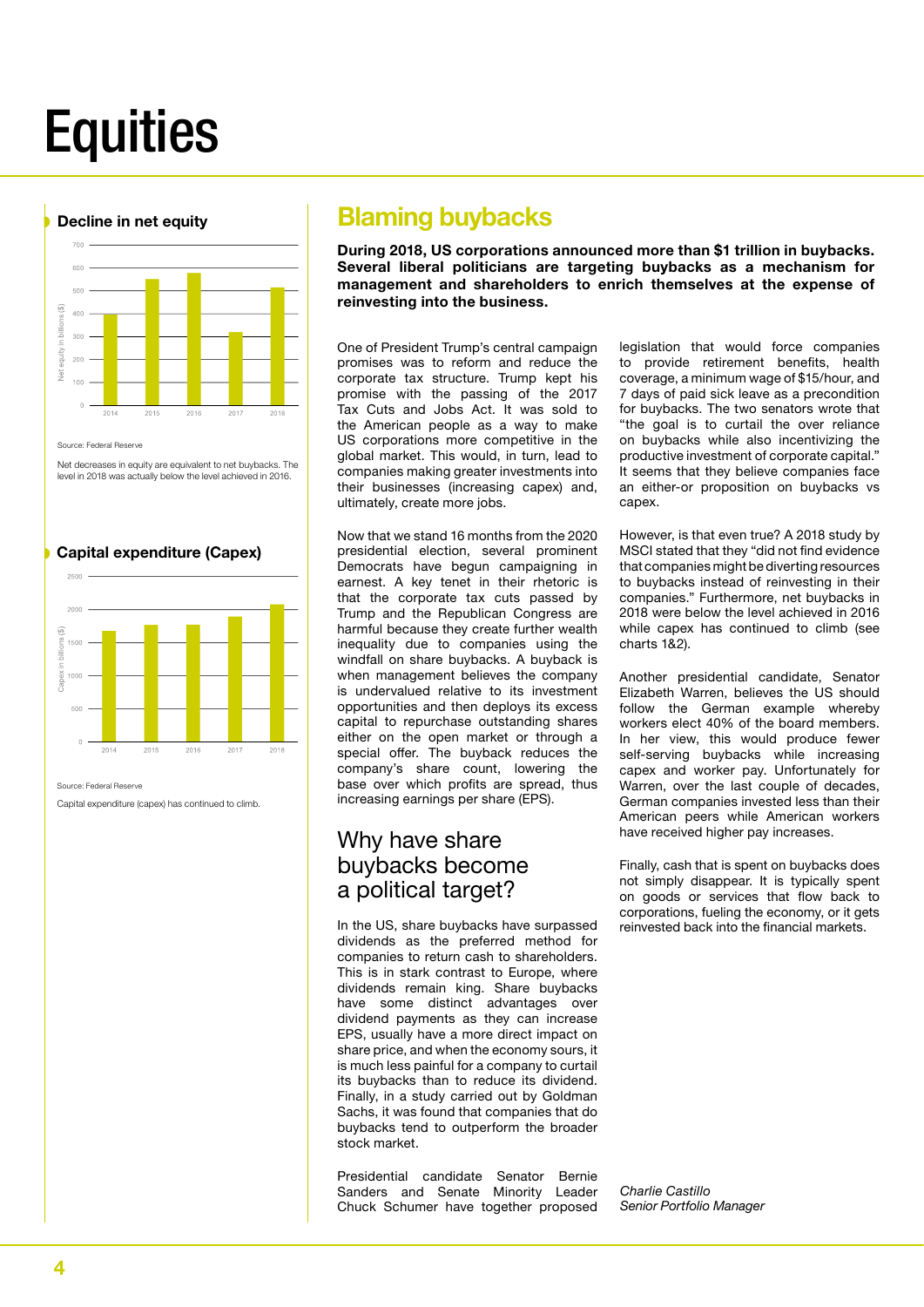# Equities

## Decline in net equity

Net equity in billions ($)

| Year | 2014 | 2015 | 2016 | 2017 | 2018 |
|---|---|---|---|---|---|

Source: Federal Reserve

Net decreases in equity are equivalent to net buybacks. The level in 2018 was actually below the level achieved in 2016.

## Capital expenditure (Capex)

Capex in billions ($)

| Year | 2014 | 2015 | 2016 | 2017 | 2018 |
|---|---|---|---|---|---|

Source: Federal Reserve

Capital expenditure (capex) has continued to climb.

## Blaming buybacks

**During 2018, US corporations announced more than $1 trillion in buybacks. Several liberal politicians are targeting buybacks as a mechanism for management and shareholders to enrich themselves at the expense of reinvesting into the business.**

One of President Trump's central campaign promises was to reform and reduce the corporate tax structure. Trump kept his promise with the passing of the 2017 Tax Cuts and Jobs Act. It was sold to the American people as a way to make US corporations more competitive in the global market. This would, in turn, lead to companies making greater investments into their businesses (increasing capex) and, ultimately, create more jobs.

Now that we stand 16 months from the 2020 presidential election, several prominent Democrats have begun campaigning in earnest. A key tenet in their rhetoric is that the corporate tax cuts passed by Trump and the Republican Congress are harmful because they create further wealth inequality due to companies using the windfall on share buybacks. A buyback is when management believes the company is undervalued relative to its investment opportunities and then deploys its excess capital to repurchase outstanding shares either on the open market or through a special offer. The buyback reduces the company's share count, lowering the base over which profits are spread, thus increasing earnings per share (EPS).

### Why have share buybacks become a political target?

In the US, share buybacks have surpassed dividends as the preferred method for companies to return cash to shareholders. This is in stark contrast to Europe, where dividends remain king. Share buybacks have some distinct advantages over dividend payments as they can increase EPS, usually have a more direct impact on share price, and when the economy sours, it is much less painful for a company to curtail its buybacks than to reduce its dividend. Finally, in a study carried out by Goldman Sachs, it was found that companies that do buybacks tend to outperform the broader stock market.

Presidential candidate Senator Bernie Sanders and Senate Minority Leader Chuck Schumer have together proposed legislation that would force companies to provide retirement benefits, health coverage, a minimum wage of $15/hour, and 7 days of paid sick leave as a precondition for buybacks. The two senators wrote that "the goal is to curtail the over reliance on buybacks while also incentivizing the productive investment of corporate capital." It seems that they believe companies face an either-or proposition on buybacks vs capex.

However, is that even true? A 2018 study by MSCI stated that they "did not find evidence that companies might be diverting resources to buybacks instead of reinvesting in their companies." Furthermore, net buybacks in 2018 were below the level achieved in 2016 while capex has continued to climb (see charts 1&2).

Another presidential candidate, Senator Elizabeth Warren, believes the US should follow the German example whereby workers elect 40% of the board members. In her view, this would produce fewer self-serving buybacks while increasing capex and worker pay. Unfortunately for Warren, over the last couple of decades, German companies invested less than their American peers while American workers have received higher pay increases.

Finally, cash that is spent on buybacks does not simply disappear. It is typically spent on goods or services that flow back to corporations, fueling the economy, or it gets reinvested back into the financial markets.

*Charlie Castillo*
*Senior Portfolio Manager*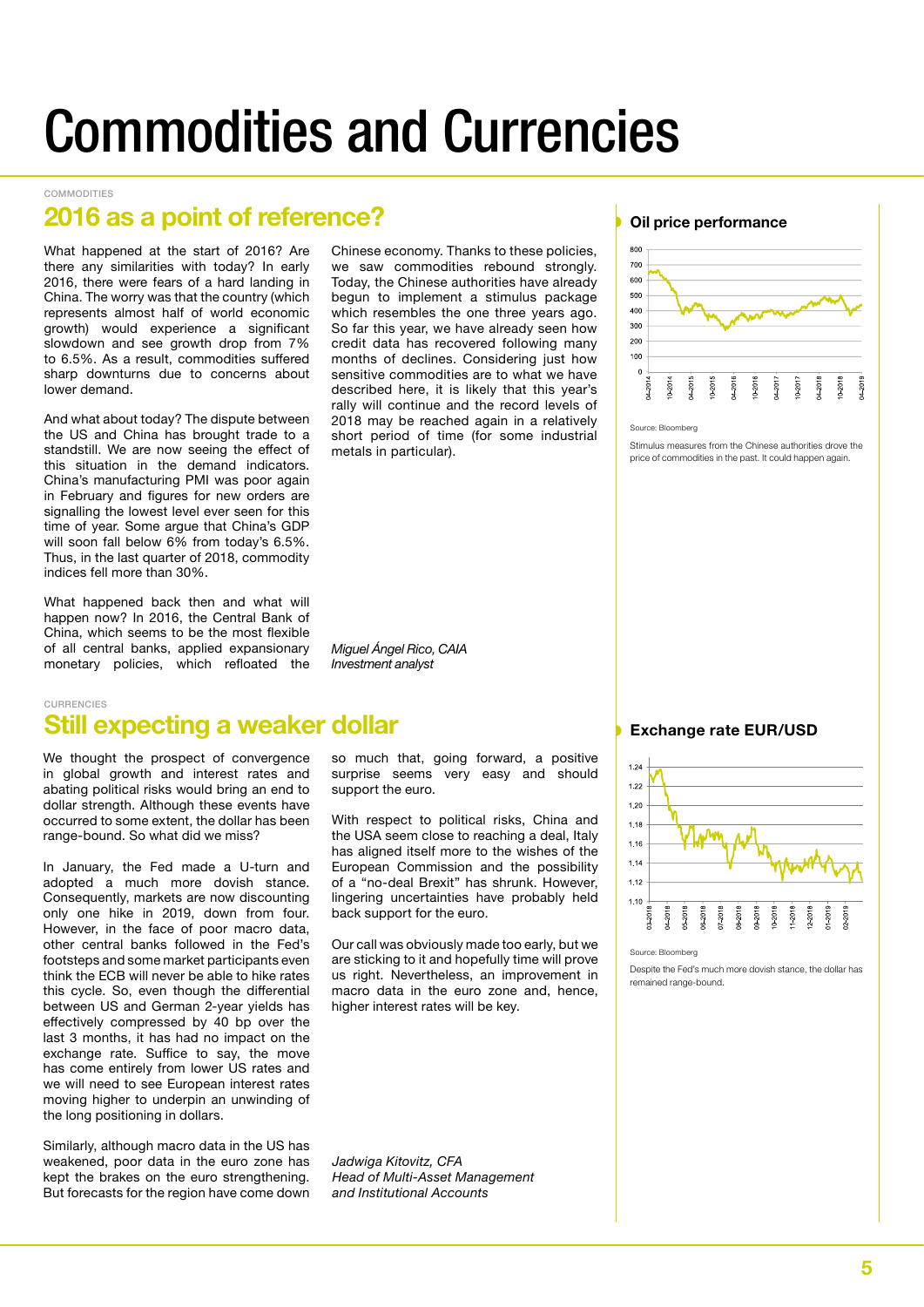# Commodities and Currencies

COMMODITIES

## 2016 as a point of reference?

What happened at the start of 2016? Are there any similarities with today? In early 2016, there were fears of a hard landing in China. The worry was that the country (which represents almost half of world economic growth) would experience a significant slowdown and see growth drop from 7% to 6.5%. As a result, commodities suffered sharp downturns due to concerns about lower demand.

And what about today? The dispute between the US and China has brought trade to a standstill. We are now seeing the effect of this situation in the demand indicators. China's manufacturing PMI was poor again in February and figures for new orders are signalling the lowest level ever seen for this time of year. Some argue that China's GDP will soon fall below 6% from today's 6.5%. Thus, in the last quarter of 2018, commodity indices fell more than 30%.

What happened back then and what will happen now? In 2016, the Central Bank of China, which seems to be the most flexible of all central banks, applied expansionary monetary policies, which refloated the Chinese economy. Thanks to these policies, we saw commodities rebound strongly. Today, the Chinese authorities have already begun to implement a stimulus package which resembles the one three years ago. So far this year, we have already seen how credit data has recovered following many months of declines. Considering just how sensitive commodities are to what we have described here, it is likely that this year's rally will continue and the record levels of 2018 may be reached again in a relatively short period of time (for some industrial metals in particular).

*Miguel Ángel Rico, CAIA*
*Investment analyst*

### Oil price performance

Source: Bloomberg

Stimulus measures from the Chinese authorities drove the price of commodities in the past. It could happen again.

CURRENCIES

## Still expecting a weaker dollar

We thought the prospect of convergence in global growth and interest rates and abating political risks would bring an end to dollar strength. Although these events have occurred to some extent, the dollar has been range-bound. So what did we miss?

In January, the Fed made a U-turn and adopted a much more dovish stance. Consequently, markets are now discounting only one hike in 2019, down from four. However, in the face of poor macro data, other central banks followed in the Fed's footsteps and some market participants even think the ECB will never be able to hike rates this cycle. So, even though the differential between US and German 2-year yields has effectively compressed by 40 bp over the last 3 months, it has had no impact on the exchange rate. Suffice to say, the move has come entirely from lower US rates and we will need to see European interest rates moving higher to underpin an unwinding of the long positioning in dollars.

Similarly, although macro data in the US has weakened, poor data in the euro zone has kept the brakes on the euro strengthening. But forecasts for the region have come down so much that, going forward, a positive surprise seems very easy and should support the euro.

With respect to political risks, China and the USA seem close to reaching a deal, Italy has aligned itself more to the wishes of the European Commission and the possibility of a "no-deal Brexit" has shrunk. However, lingering uncertainties have probably held back support for the euro.

Our call was obviously made too early, but we are sticking to it and hopefully time will prove us right. Nevertheless, an improvement in macro data in the euro zone and, hence, higher interest rates will be key.

*Jadwiga Kitovitz, CFA*
*Head of Multi-Asset Management and Institutional Accounts*

### Exchange rate EUR/USD

Source: Bloomberg

Despite the Fed's much more dovish stance, the dollar has remained range-bound.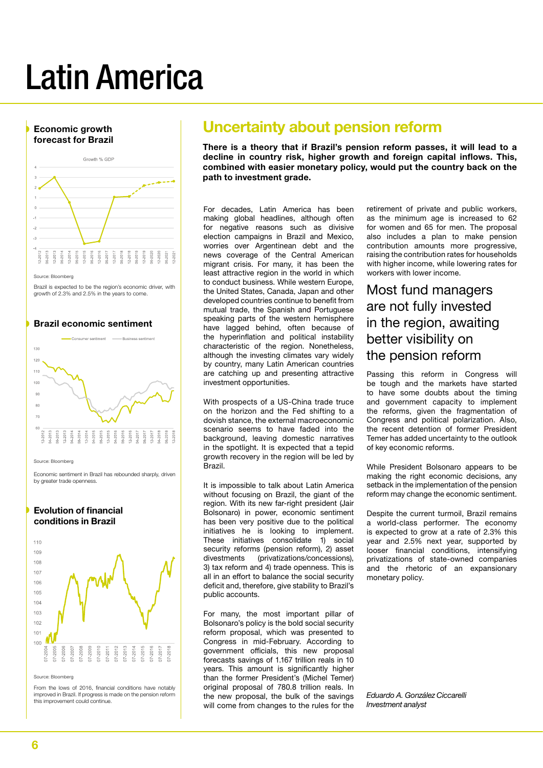# Latin America

## Economic growth forecast for Brazil

Growth % GDP

Source: Bloomberg

Brazil is expected to be the region's economic driver, with growth of 2.3% and 2.5% in the years to come.

## Brazil economic sentiment

Consumer sentiment — Business sentiment

Source: Bloomberg

Economic sentiment in Brazil has rebounded sharply, driven by greater trade openness.

## Evolution of financial conditions in Brazil

Source: Bloomberg

From the lows of 2016, financial conditions have notably improved in Brazil. If progress is made on the pension reform this improvement could continue.

## Uncertainty about pension reform

**There is a theory that if Brazil's pension reform passes, it will lead to a decline in country risk, higher growth and foreign capital inflows. This, combined with easier monetary policy, would put the country back on the path to investment grade.**

For decades, Latin America has been making global headlines, although often for negative reasons such as divisive election campaigns in Brazil and Mexico, worries over Argentinean debt and the news coverage of the Central American migrant crisis. For many, it has been the least attractive region in the world in which to conduct business. While western Europe, the United States, Canada, Japan and other developed countries continue to benefit from mutual trade, the Spanish and Portuguese speaking parts of the western hemisphere have lagged behind, often because of the hyperinflation and political instability characteristic of the region. Nonetheless, although the investing climates vary widely by country, many Latin American countries are catching up and presenting attractive investment opportunities.

With prospects of a US-China trade truce on the horizon and the Fed shifting to a dovish stance, the external macroeconomic scenario seems to have faded into the background, leaving domestic narratives in the spotlight. It is expected that a tepid growth recovery in the region will be led by Brazil.

It is impossible to talk about Latin America without focusing on Brazil, the giant of the region. With its new far-right president (Jair Bolsonaro) in power, economic sentiment has been very positive due to the political initiatives he is looking to implement. These initiatives consolidate 1) social security reforms (pension reform), 2) asset divestments (privatizations/concessions), 3) tax reform and 4) trade openness. This is all in an effort to balance the social security deficit and, therefore, give stability to Brazil's public accounts.

For many, the most important pillar of Bolsonaro's policy is the bold social security reform proposal, which was presented to Congress in mid-February. According to government officials, this new proposal forecasts savings of 1.167 trillion reals in 10 years. This amount is significantly higher than the former President's (Michel Temer) original proposal of 780.8 trillion reals. In the new proposal, the bulk of the savings will come from changes to the rules for the retirement of private and public workers, as the minimum age is increased to 62 for women and 65 for men. The proposal also includes a plan to make pension contribution amounts more progressive, raising the contribution rates for households with higher income, while lowering rates for workers with lower income.

> Most fund managers are not fully invested in the region, awaiting better visibility on the pension reform

Passing this reform in Congress will be tough and the markets have started to have some doubts about the timing and government capacity to implement the reforms, given the fragmentation of Congress and political polarization. Also, the recent detention of former President Temer has added uncertainty to the outlook of key economic reforms.

While President Bolsonaro appears to be making the right economic decisions, any setback in the implementation of the pension reform may change the economic sentiment.

Despite the current turmoil, Brazil remains a world-class performer. The economy is expected to grow at a rate of 2.3% this year and 2.5% next year, supported by looser financial conditions, intensifying privatizations of state-owned companies and the rhetoric of an expansionary monetary policy.

*Eduardo A. González Ciccarelli*
*Investment analyst*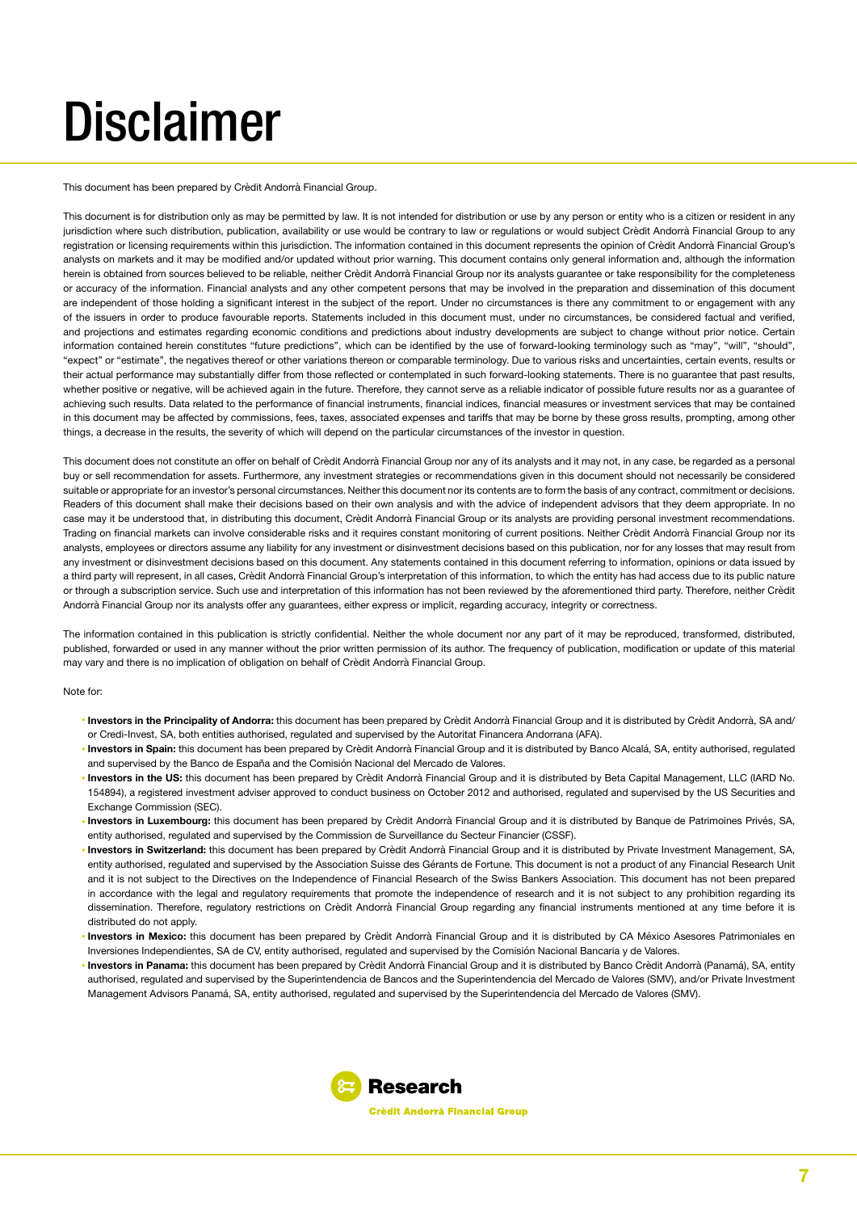# Disclaimer

This document has been prepared by Crèdit Andorrà Financial Group.

This document is for distribution only as may be permitted by law. It is not intended for distribution or use by any person or entity who is a citizen or resident in any jurisdiction where such distribution, publication, availability or use would be contrary to law or regulations or would subject Crèdit Andorrà Financial Group to any registration or licensing requirements within this jurisdiction. The information contained in this document represents the opinion of Crèdit Andorrà Financial Group's analysts on markets and it may be modified and/or updated without prior warning. This document contains only general information and, although the information herein is obtained from sources believed to be reliable, neither Crèdit Andorrà Financial Group nor its analysts guarantee or take responsibility for the completeness or accuracy of the information. Financial analysts and any other competent persons that may be involved in the preparation and dissemination of this document are independent of those holding a significant interest in the subject of the report. Under no circumstances is there any commitment to or engagement with any of the issuers in order to produce favourable reports. Statements included in this document must, under no circumstances, be considered factual and verified, and projections and estimates regarding economic conditions and predictions about industry developments are subject to change without prior notice. Certain information contained herein constitutes "future predictions", which can be identified by the use of forward-looking terminology such as "may", "will", "should", "expect" or "estimate", the negatives thereof or other variations thereon or comparable terminology. Due to various risks and uncertainties, certain events, results or their actual performance may substantially differ from those reflected or contemplated in such forward-looking statements. There is no guarantee that past results, whether positive or negative, will be achieved again in the future. Therefore, they cannot serve as a reliable indicator of possible future results nor as a guarantee of achieving such results. Data related to the performance of financial instruments, financial indices, financial measures or investment services that may be contained in this document may be affected by commissions, fees, taxes, associated expenses and tariffs that may be borne by these gross results, prompting, among other things, a decrease in the results, the severity of which will depend on the particular circumstances of the investor in question.

This document does not constitute an offer on behalf of Crèdit Andorrà Financial Group nor any of its analysts and it may not, in any case, be regarded as a personal buy or sell recommendation for assets. Furthermore, any investment strategies or recommendations given in this document should not necessarily be considered suitable or appropriate for an investor's personal circumstances. Neither this document nor its contents are to form the basis of any contract, commitment or decisions. Readers of this document shall make their decisions based on their own analysis and with the advice of independent advisors that they deem appropriate. In no case may it be understood that, in distributing this document, Crèdit Andorrà Financial Group or its analysts are providing personal investment recommendations. Trading on financial markets can involve considerable risks and it requires constant monitoring of current positions. Neither Crèdit Andorrà Financial Group nor its analysts, employees or directors assume any liability for any investment or disinvestment decisions based on this publication, nor for any losses that may result from any investment or disinvestment decisions based on this document. Any statements contained in this document referring to information, opinions or data issued by a third party will represent, in all cases, Crèdit Andorrà Financial Group's interpretation of this information, to which the entity has had access due to its public nature or through a subscription service. Such use and interpretation of this information has not been reviewed by the aforementioned third party. Therefore, neither Crèdit Andorrà Financial Group nor its analysts offer any guarantees, either express or implicit, regarding accuracy, integrity or correctness.

The information contained in this publication is strictly confidential. Neither the whole document nor any part of it may be reproduced, transformed, distributed, published, forwarded or used in any manner without the prior written permission of its author. The frequency of publication, modification or update of this material may vary and there is no implication of obligation on behalf of Crèdit Andorrà Financial Group.

Note for:

- **Investors in the Principality of Andorra:** this document has been prepared by Crèdit Andorrà Financial Group and it is distributed by Crèdit Andorrà, SA and/or Credi-Invest, SA, both entities authorised, regulated and supervised by the Autoritat Financera Andorrana (AFA).
- **Investors in Spain:** this document has been prepared by Crèdit Andorrà Financial Group and it is distributed by Banco Alcalá, SA, entity authorised, regulated and supervised by the Banco de España and the Comisión Nacional del Mercado de Valores.
- **Investors in the US:** this document has been prepared by Crèdit Andorrà Financial Group and it is distributed by Beta Capital Management, LLC (IARD No. 154894), a registered investment adviser approved to conduct business on October 2012 and authorised, regulated and supervised by the US Securities and Exchange Commission (SEC).
- **Investors in Luxembourg:** this document has been prepared by Crèdit Andorrà Financial Group and it is distributed by Banque de Patrimoines Privés, SA, entity authorised, regulated and supervised by the Commission de Surveillance du Secteur Financier (CSSF).
- **Investors in Switzerland:** this document has been prepared by Crèdit Andorrà Financial Group and it is distributed by Private Investment Management, SA, entity authorised, regulated and supervised by the Association Suisse des Gérants de Fortune. This document is not a product of any Financial Research Unit and it is not subject to the Directives on the Independence of Financial Research of the Swiss Bankers Association. This document has not been prepared in accordance with the legal and regulatory requirements that promote the independence of research and it is not subject to any prohibition regarding its dissemination. Therefore, regulatory restrictions on Crèdit Andorrà Financial Group regarding any financial instruments mentioned at any time before it is distributed do not apply.
- **Investors in Mexico:** this document has been prepared by Crèdit Andorrà Financial Group and it is distributed by CA México Asesores Patrimoniales en Inversiones Independientes, SA de CV, entity authorised, regulated and supervised by the Comisión Nacional Bancaria y de Valores.
- **Investors in Panama:** this document has been prepared by Crèdit Andorrà Financial Group and it is distributed by Banco Crèdit Andorrà (Panamá), SA, entity authorised, regulated and supervised by the Superintendencia de Bancos and the Superintendencia del Mercado de Valores (SMV), and/or Private Investment Management Advisors Panamá, SA, entity authorised, regulated and supervised by the Superintendencia del Mercado de Valores (SMV).

**Research**
Crèdit Andorrà Financial Group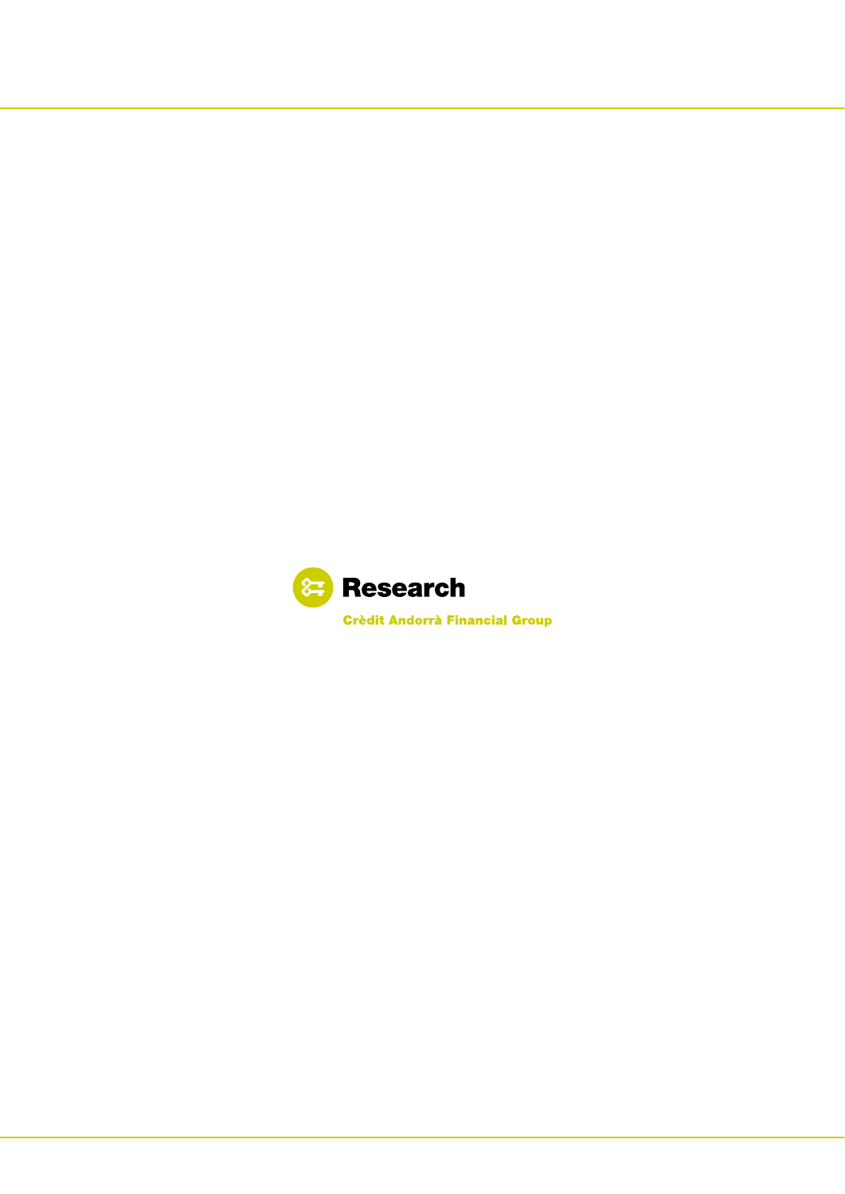**Research**

**Crèdit Andorrà Financial Group**